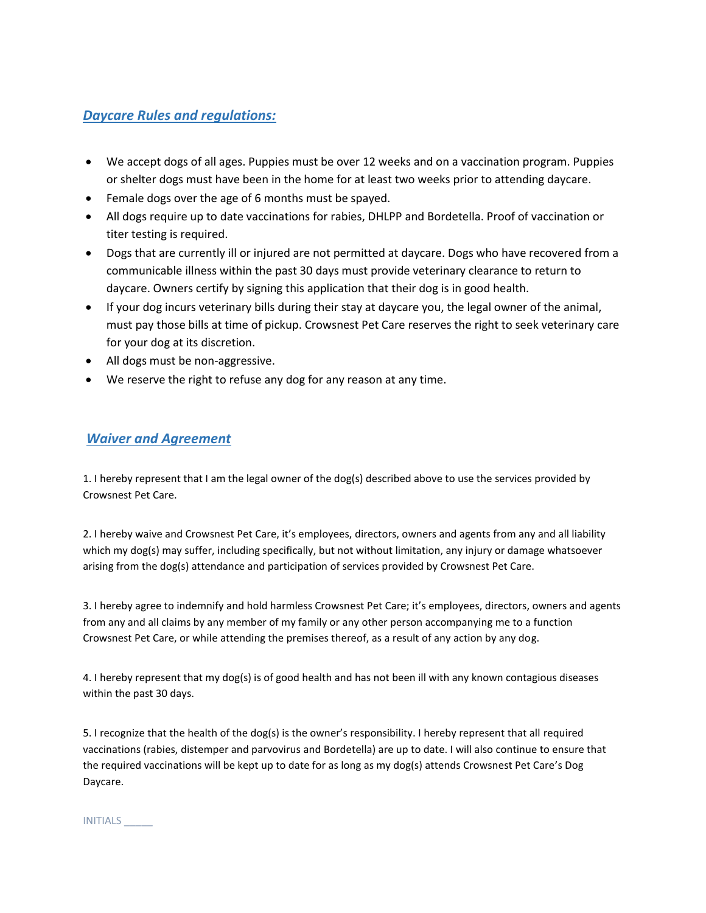## ***Daycare Rules and regulations:***

- We accept dogs of all ages. Puppies must be over 12 weeks and on a vaccination program. Puppies or shelter dogs must have been in the home for at least two weeks prior to attending daycare.
- Female dogs over the age of 6 months must be spayed.
- All dogs require up to date vaccinations for rabies, DHLPP and Bordetella. Proof of vaccination or titer testing is required.
- Dogs that are currently ill or injured are not permitted at daycare. Dogs who have recovered from a communicable illness within the past 30 days must provide veterinary clearance to return to daycare. Owners certify by signing this application that their dog is in good health.
- If your dog incurs veterinary bills during their stay at daycare you, the legal owner of the animal, must pay those bills at time of pickup. Crowsnest Pet Care reserves the right to seek veterinary care for your dog at its discretion.
- All dogs must be non-aggressive.
- We reserve the right to refuse any dog for any reason at any time.

## ***Waiver and Agreement***

1. I hereby represent that I am the legal owner of the dog(s) described above to use the services provided by Crowsnest Pet Care.

2. I hereby waive and Crowsnest Pet Care, it's employees, directors, owners and agents from any and all liability which my dog(s) may suffer, including specifically, but not without limitation, any injury or damage whatsoever arising from the dog(s) attendance and participation of services provided by Crowsnest Pet Care.

3. I hereby agree to indemnify and hold harmless Crowsnest Pet Care; it's employees, directors, owners and agents from any and all claims by any member of my family or any other person accompanying me to a function Crowsnest Pet Care, or while attending the premises thereof, as a result of any action by any dog.

4. I hereby represent that my dog(s) is of good health and has not been ill with any known contagious diseases within the past 30 days.

5. I recognize that the health of the dog(s) is the owner's responsibility. I hereby represent that all required vaccinations (rabies, distemper and parvovirus and Bordetella) are up to date. I will also continue to ensure that the required vaccinations will be kept up to date for as long as my dog(s) attends Crowsnest Pet Care's Dog Daycare.

INITIALS _____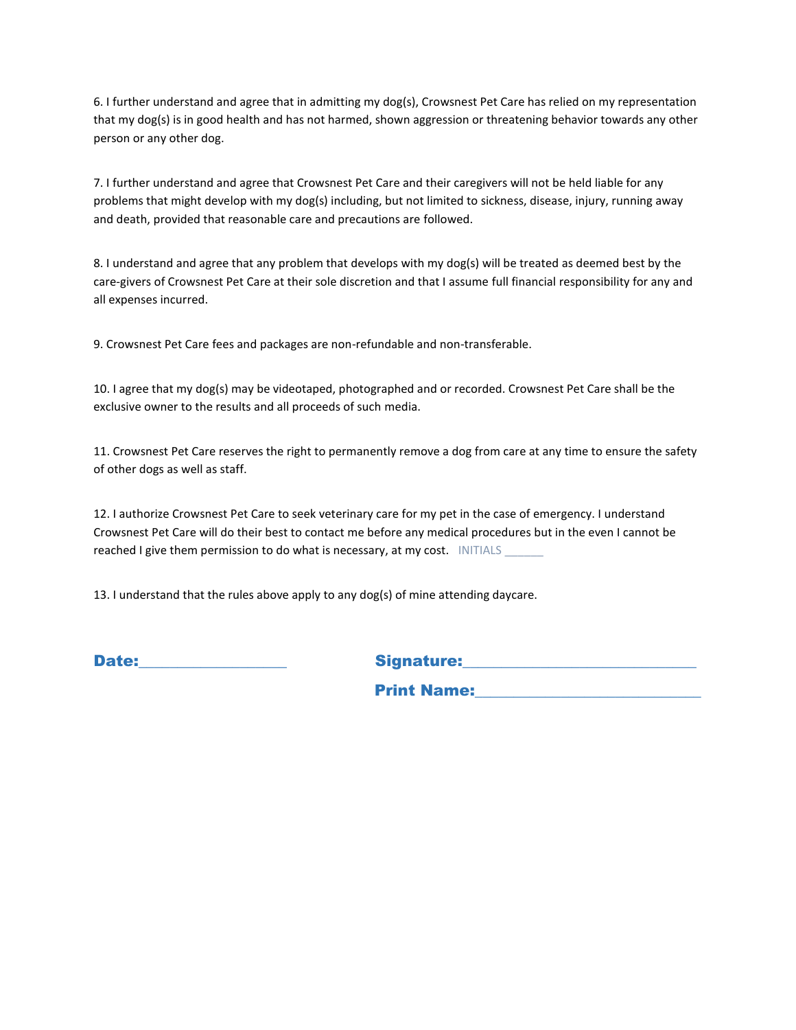6. I further understand and agree that in admitting my dog(s), Crowsnest Pet Care has relied on my representation that my dog(s) is in good health and has not harmed, shown aggression or threatening behavior towards any other person or any other dog.

7. I further understand and agree that Crowsnest Pet Care and their caregivers will not be held liable for any problems that might develop with my dog(s) including, but not limited to sickness, disease, injury, running away and death, provided that reasonable care and precautions are followed.

8. I understand and agree that any problem that develops with my dog(s) will be treated as deemed best by the care-givers of Crowsnest Pet Care at their sole discretion and that I assume full financial responsibility for any and all expenses incurred.

9. Crowsnest Pet Care fees and packages are non-refundable and non-transferable.

10. I agree that my dog(s) may be videotaped, photographed and or recorded. Crowsnest Pet Care shall be the exclusive owner to the results and all proceeds of such media.

11. Crowsnest Pet Care reserves the right to permanently remove a dog from care at any time to ensure the safety of other dogs as well as staff.

12. I authorize Crowsnest Pet Care to seek veterinary care for my pet in the case of emergency. I understand Crowsnest Pet Care will do their best to contact me before any medical procedures but in the even I cannot be reached I give them permission to do what is necessary, at my cost. INITIALS ______

13. I understand that the rules above apply to any dog(s) of mine attending daycare.

**Date:**__________________ **Signature:**____________________________

**Print Name:**___________________________